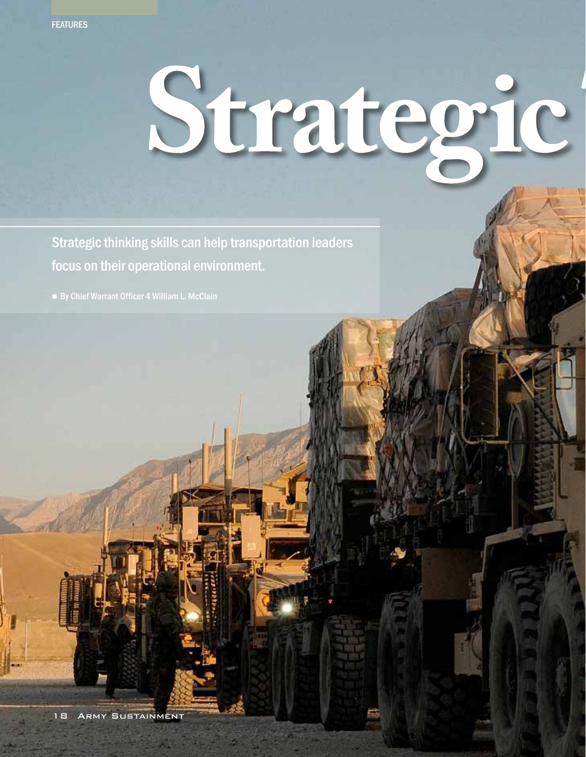# Strategic

Strategic thinking skills can help transportation leaders focus on their operational environment.

■ By Chief Warrant Officer 4 William L. McClain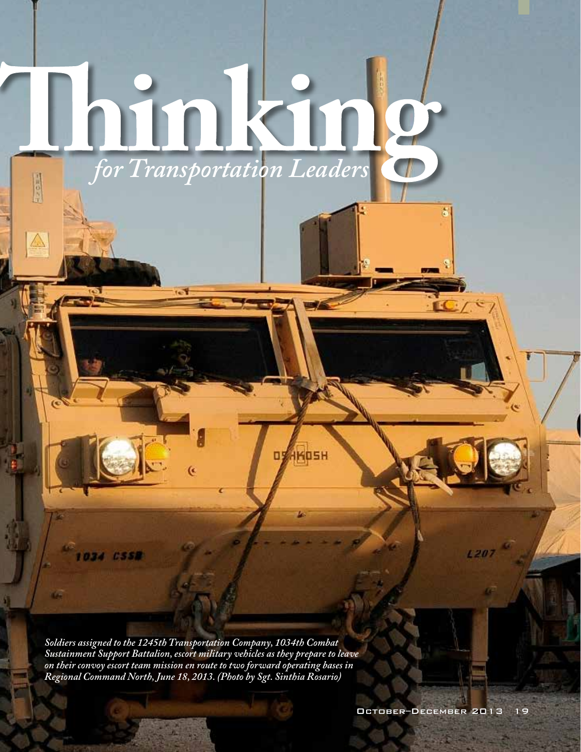# Thinking

*for Transportation Leaders*

*Soldiers assigned to the 1245th Transportation Company, 1034th Combat Sustainment Support Battalion, escort military vehicles as they prepare to leave on their convoy escort team mission en route to two forward operating bases in Regional Command North, June 18, 2013. (Photo by Sgt. Sinthia Rosario)*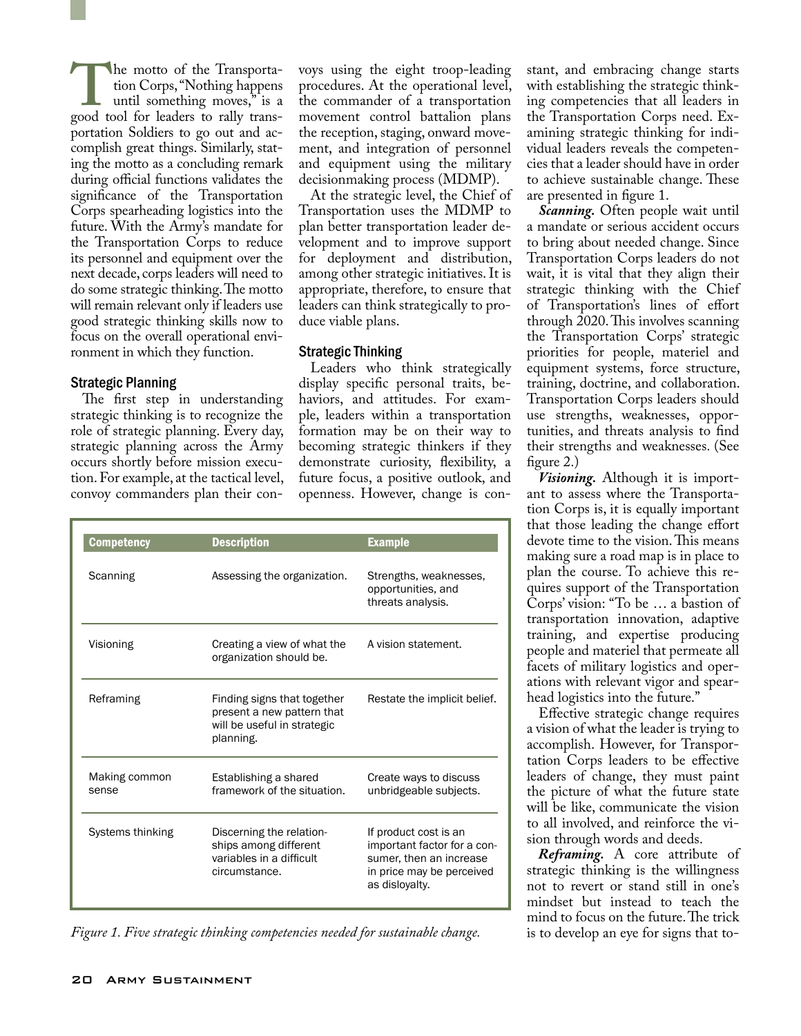The motto of the Transportation Corps, "Nothing happens until something moves," is a good tool for leaders to rally transportation Soldiers to go out and accomplish great things. Similarly, stating the motto as a concluding remark during official functions validates the significance of the Transportation Corps spearheading logistics into the future. With the Army's mandate for the Transportation Corps to reduce its personnel and equipment over the next decade, corps leaders will need to do some strategic thinking. The motto will remain relevant only if leaders use good strategic thinking skills now to focus on the overall operational environment in which they function.

## Strategic Planning

The first step in understanding strategic thinking is to recognize the role of strategic planning. Every day, strategic planning across the Army occurs shortly before mission execution. For example, at the tactical level, convoy commanders plan their convoys using the eight troop-leading procedures. At the operational level, the commander of a transportation movement control battalion plans the reception, staging, onward movement, and integration of personnel and equipment using the military decisionmaking process (MDMP).

At the strategic level, the Chief of Transportation uses the MDMP to plan better transportation leader development and to improve support for deployment and distribution, among other strategic initiatives. It is appropriate, therefore, to ensure that leaders can think strategically to produce viable plans.

## Strategic Thinking

Leaders who think strategically display specific personal traits, behaviors, and attitudes. For example, leaders within a transportation formation may be on their way to becoming strategic thinkers if they demonstrate curiosity, flexibility, a future focus, a positive outlook, and openness. However, change is constant, and embracing change starts with establishing the strategic thinking competencies that all leaders in the Transportation Corps need. Examining strategic thinking for individual leaders reveals the competencies that a leader should have in order to achieve sustainable change. These are presented in figure 1.

| Competency | Description | Example |
|---|---|---|
| Scanning | Assessing the organization. | Strengths, weaknesses, opportunities, and threats analysis. |
| Visioning | Creating a view of what the organization should be. | A vision statement. |
| Reframing | Finding signs that together present a new pattern that will be useful in strategic planning. | Restate the implicit belief. |
| Making common sense | Establishing a shared framework of the situation. | Create ways to discuss unbridgeable subjects. |
| Systems thinking | Discerning the relationships among different variables in a difficult circumstance. | If product cost is an important factor for a consumer, then an increase in price may be perceived as disloyalty. |

*Figure 1. Five strategic thinking competencies needed for sustainable change.*

***Scanning.*** Often people wait until a mandate or serious accident occurs to bring about needed change. Since Transportation Corps leaders do not wait, it is vital that they align their strategic thinking with the Chief of Transportation's lines of effort through 2020. This involves scanning the Transportation Corps' strategic priorities for people, materiel and equipment systems, force structure, training, doctrine, and collaboration. Transportation Corps leaders should use strengths, weaknesses, opportunities, and threats analysis to find their strengths and weaknesses. (See figure 2.)

***Visioning.*** Although it is important to assess where the Transportation Corps is, it is equally important that those leading the change effort devote time to the vision. This means making sure a road map is in place to plan the course. To achieve this requires support of the Transportation Corps' vision: "To be … a bastion of transportation innovation, adaptive training, and expertise producing people and materiel that permeate all facets of military logistics and operations with relevant vigor and spearhead logistics into the future."

Effective strategic change requires a vision of what the leader is trying to accomplish. However, for Transportation Corps leaders to be effective leaders of change, they must paint the picture of what the future state will be like, communicate the vision to all involved, and reinforce the vision through words and deeds.

***Reframing.*** A core attribute of strategic thinking is the willingness not to revert or stand still in one's mindset but instead to teach the mind to focus on the future. The trick is to develop an eye for signs that to-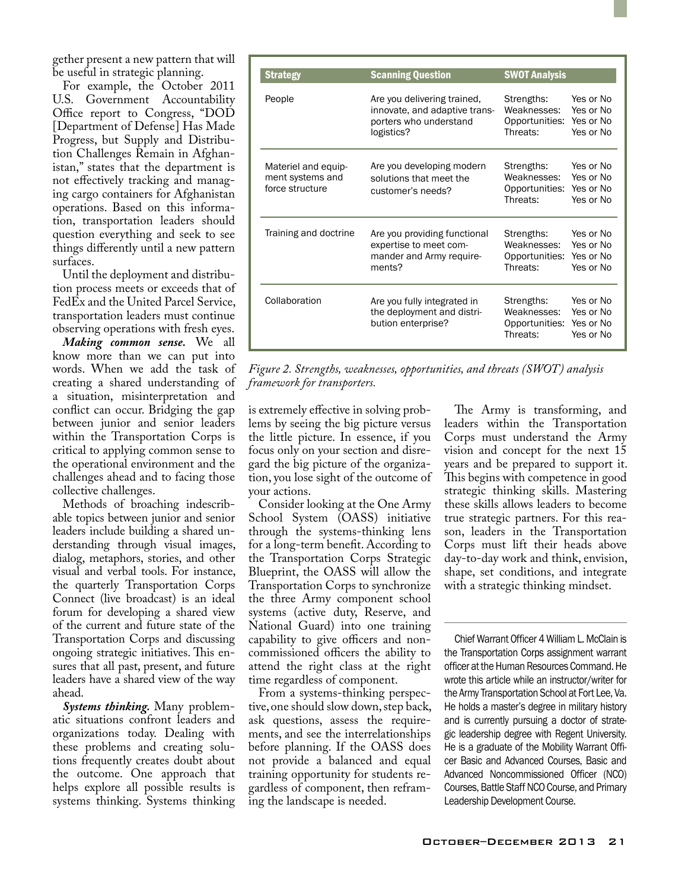gether present a new pattern that will be useful in strategic planning.

For example, the October 2011 U.S. Government Accountability Office report to Congress, "DOD [Department of Defense] Has Made Progress, but Supply and Distribution Challenges Remain in Afghanistan," states that the department is not effectively tracking and managing cargo containers for Afghanistan operations. Based on this information, transportation leaders should question everything and seek to see things differently until a new pattern surfaces.

Until the deployment and distribution process meets or exceeds that of FedEx and the United Parcel Service, transportation leaders must continue observing operations with fresh eyes.

***Making common sense.*** We all know more than we can put into words. When we add the task of creating a shared understanding of a situation, misinterpretation and conflict can occur. Bridging the gap between junior and senior leaders within the Transportation Corps is critical to applying common sense to the operational environment and the challenges ahead and to facing those collective challenges.

Methods of broaching indescribable topics between junior and senior leaders include building a shared understanding through visual images, dialog, metaphors, stories, and other visual and verbal tools. For instance, the quarterly Transportation Corps Connect (live broadcast) is an ideal forum for developing a shared view of the current and future state of the Transportation Corps and discussing ongoing strategic initiatives. This ensures that all past, present, and future leaders have a shared view of the way ahead.

***Systems thinking.*** Many problematic situations confront leaders and organizations today. Dealing with these problems and creating solutions frequently creates doubt about the outcome. One approach that helps explore all possible results is systems thinking. Systems thinking is extremely effective in solving problems by seeing the big picture versus the little picture. In essence, if you focus only on your section and disregard the big picture of the organization, you lose sight of the outcome of your actions.

| Strategy | Scanning Question | SWOT Analysis | |
|---|---|---|---|
| People | Are you delivering trained, innovate, and adaptive transporters who understand logistics? | Strengths:<br>Weaknesses:<br>Opportunities:<br>Threats: | Yes or No<br>Yes or No<br>Yes or No<br>Yes or No |
| Materiel and equipment systems and force structure | Are you developing modern solutions that meet the customer's needs? | Strengths:<br>Weaknesses:<br>Opportunities:<br>Threats: | Yes or No<br>Yes or No<br>Yes or No<br>Yes or No |
| Training and doctrine | Are you providing functional expertise to meet commander and Army requirements? | Strengths:<br>Weaknesses:<br>Opportunities:<br>Threats: | Yes or No<br>Yes or No<br>Yes or No<br>Yes or No |
| Collaboration | Are you fully integrated in the deployment and distribution enterprise? | Strengths:<br>Weaknesses:<br>Opportunities:<br>Threats: | Yes or No<br>Yes or No<br>Yes or No<br>Yes or No |

*Figure 2. Strengths, weaknesses, opportunities, and threats (SWOT) analysis framework for transporters.*

Consider looking at the One Army School System (OASS) initiative through the systems-thinking lens for a long-term benefit. According to the Transportation Corps Strategic Blueprint, the OASS will allow the Transportation Corps to synchronize the three Army component school systems (active duty, Reserve, and National Guard) into one training capability to give officers and noncommissioned officers the ability to attend the right class at the right time regardless of component.

From a systems-thinking perspective, one should slow down, step back, ask questions, assess the requirements, and see the interrelationships before planning. If the OASS does not provide a balanced and equal training opportunity for students regardless of component, then reframing the landscape is needed.

The Army is transforming, and leaders within the Transportation Corps must understand the Army vision and concept for the next 15 years and be prepared to support it. This begins with competence in good strategic thinking skills. Mastering these skills allows leaders to become true strategic partners. For this reason, leaders in the Transportation Corps must lift their heads above day-to-day work and think, envision, shape, set conditions, and integrate with a strategic thinking mindset.

---

Chief Warrant Officer 4 William L. McClain is the Transportation Corps assignment warrant officer at the Human Resources Command. He wrote this article while an instructor/writer for the Army Transportation School at Fort Lee, Va. He holds a master's degree in military history and is currently pursuing a doctor of strategic leadership degree with Regent University. He is a graduate of the Mobility Warrant Officer Basic and Advanced Courses, Basic and Advanced Noncommissioned Officer (NCO) Courses, Battle Staff NCO Course, and Primary Leadership Development Course.